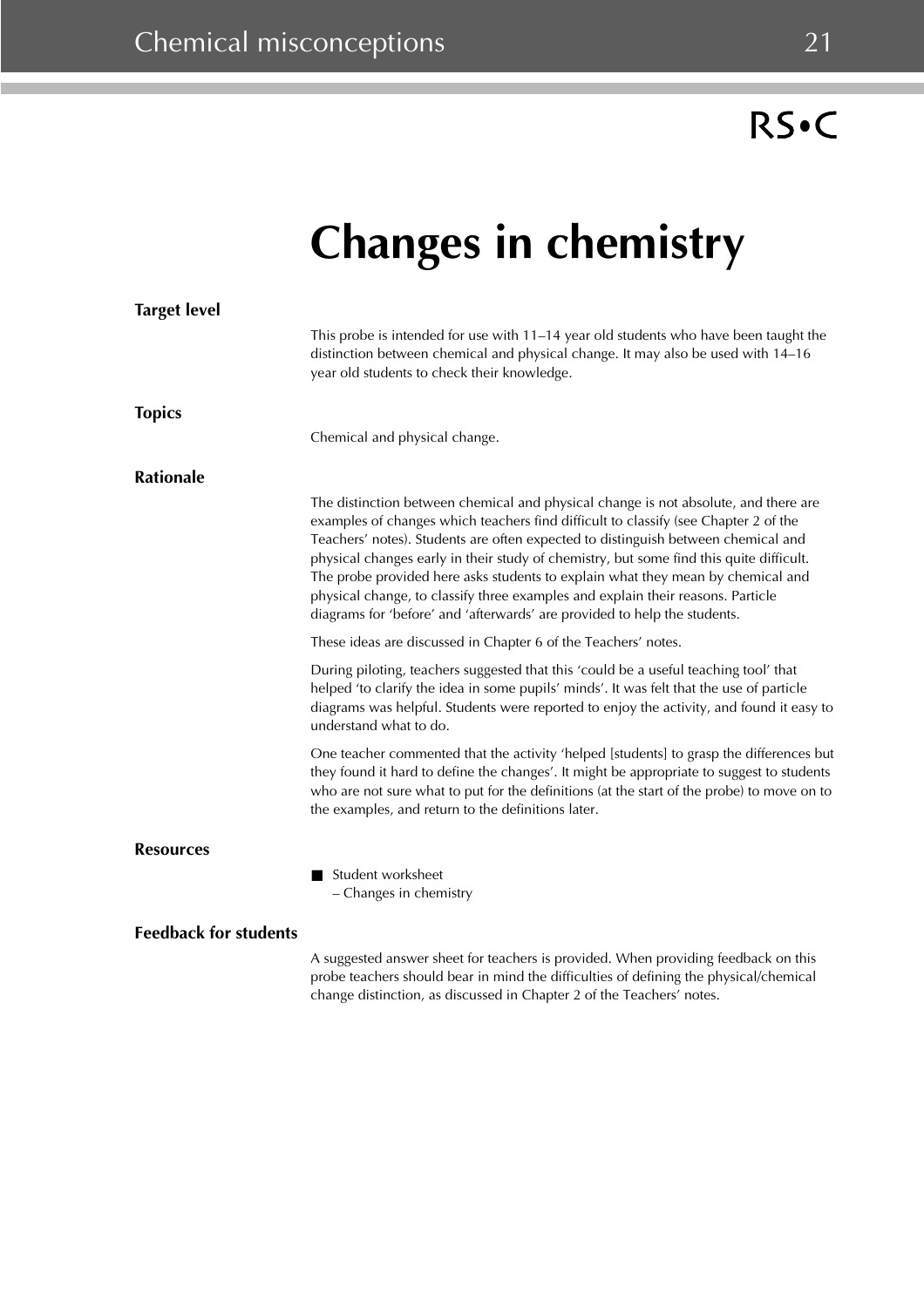RS•C

# Changes in chemistry

## Target level

This probe is intended for use with 11–14 year old students who have been taught the distinction between chemical and physical change. It may also be used with 14–16 year old students to check their knowledge.

## Topics

Chemical and physical change.

## Rationale

The distinction between chemical and physical change is not absolute, and there are examples of changes which teachers find difficult to classify (see Chapter 2 of the Teachers' notes). Students are often expected to distinguish between chemical and physical changes early in their study of chemistry, but some find this quite difficult. The probe provided here asks students to explain what they mean by chemical and physical change, to classify three examples and explain their reasons. Particle diagrams for 'before' and 'afterwards' are provided to help the students.

These ideas are discussed in Chapter 6 of the Teachers' notes.

During piloting, teachers suggested that this 'could be a useful teaching tool' that helped 'to clarify the idea in some pupils' minds'. It was felt that the use of particle diagrams was helpful. Students were reported to enjoy the activity, and found it easy to understand what to do.

One teacher commented that the activity 'helped [students] to grasp the differences but they found it hard to define the changes'. It might be appropriate to suggest to students who are not sure what to put for the definitions (at the start of the probe) to move on to the examples, and return to the definitions later.

## Resources

- Student worksheet
  – Changes in chemistry

## Feedback for students

A suggested answer sheet for teachers is provided. When providing feedback on this probe teachers should bear in mind the difficulties of defining the physical/chemical change distinction, as discussed in Chapter 2 of the Teachers' notes.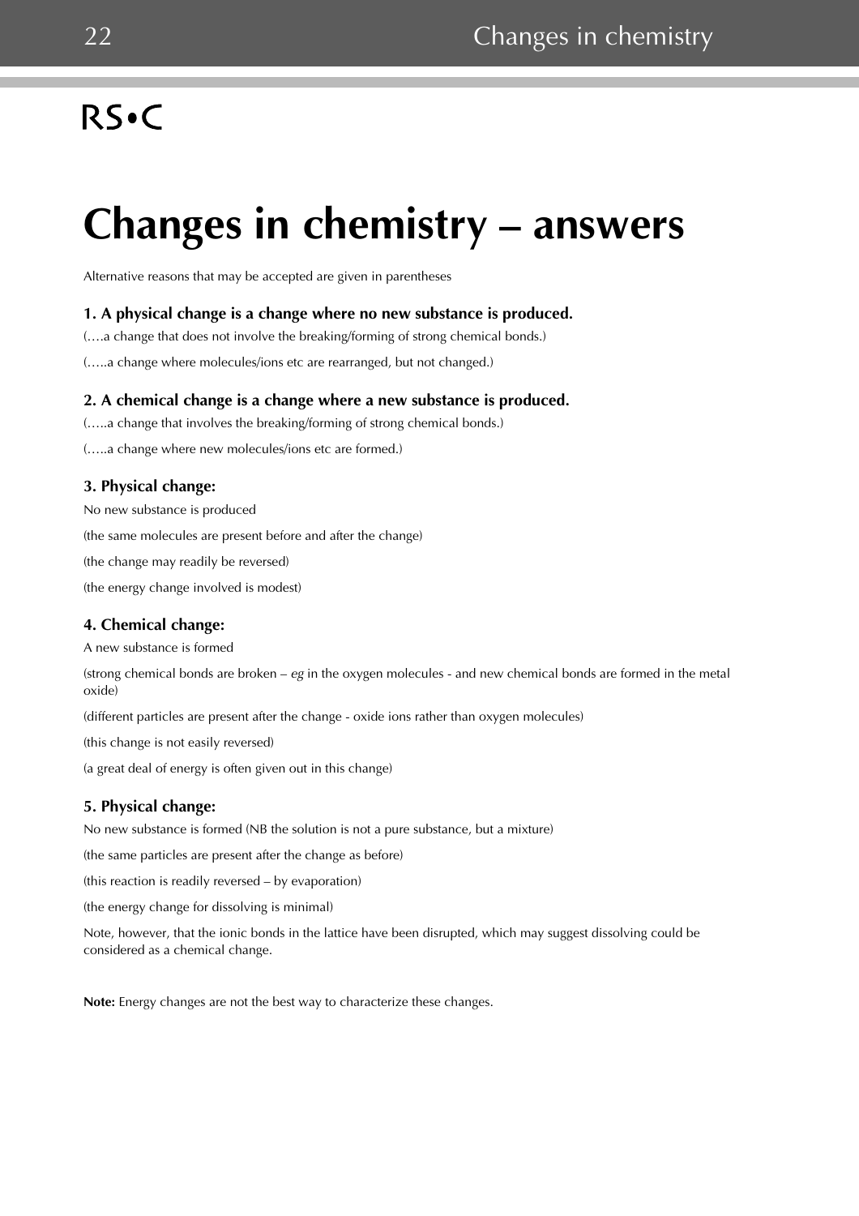RS•C

# Changes in chemistry – answers

Alternative reasons that may be accepted are given in parentheses

**1. A physical change is a change where no new substance is produced.**

(….a change that does not involve the breaking/forming of strong chemical bonds.)

(…..a change where molecules/ions etc are rearranged, but not changed.)

**2. A chemical change is a change where a new substance is produced.**

(…..a change that involves the breaking/forming of strong chemical bonds.)

(…..a change where new molecules/ions etc are formed.)

**3. Physical change:**

No new substance is produced

(the same molecules are present before and after the change)

(the change may readily be reversed)

(the energy change involved is modest)

**4. Chemical change:**

A new substance is formed

(strong chemical bonds are broken – *eg* in the oxygen molecules - and new chemical bonds are formed in the metal oxide)

(different particles are present after the change - oxide ions rather than oxygen molecules)

(this change is not easily reversed)

(a great deal of energy is often given out in this change)

**5. Physical change:**

No new substance is formed (NB the solution is not a pure substance, but a mixture)

(the same particles are present after the change as before)

(this reaction is readily reversed – by evaporation)

(the energy change for dissolving is minimal)

Note, however, that the ionic bonds in the lattice have been disrupted, which may suggest dissolving could be considered as a chemical change.

**Note:** Energy changes are not the best way to characterize these changes.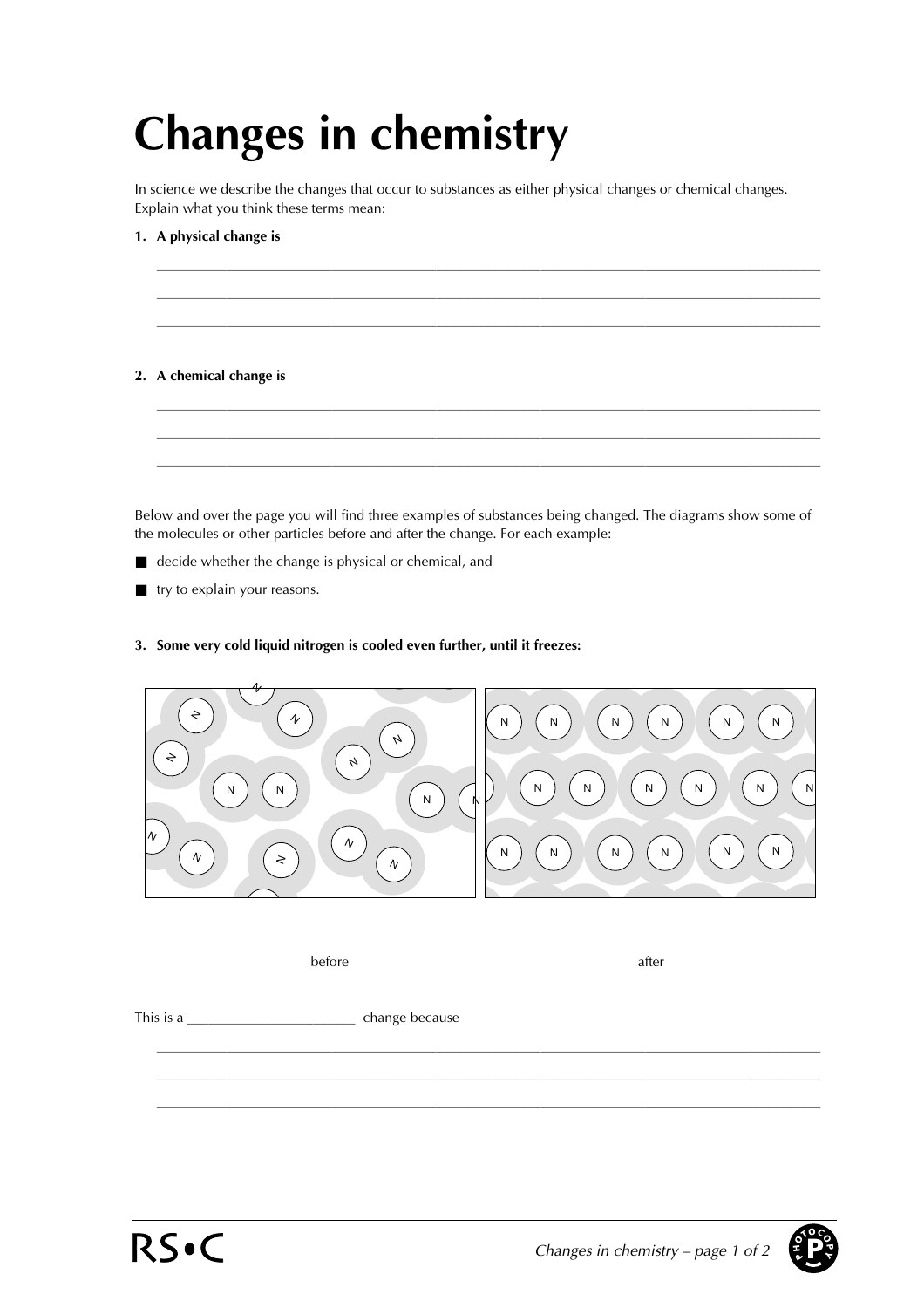# Changes in chemistry

In science we describe the changes that occur to substances as either physical changes or chemical changes. Explain what you think these terms mean:

**1. A physical change is**

_______________________________________________________________________________

_______________________________________________________________________________

_______________________________________________________________________________

**2. A chemical change is**

_______________________________________________________________________________

_______________________________________________________________________________

_______________________________________________________________________________

Below and over the page you will find three examples of substances being changed. The diagrams show some of the molecules or other particles before and after the change. For each example:

- decide whether the change is physical or chemical, and
- try to explain your reasons.

**3. Some very cold liquid nitrogen is cooled even further, until it freezes:**

before

after

This is a _______________________ change because

_______________________________________________________________________________

_______________________________________________________________________________

_______________________________________________________________________________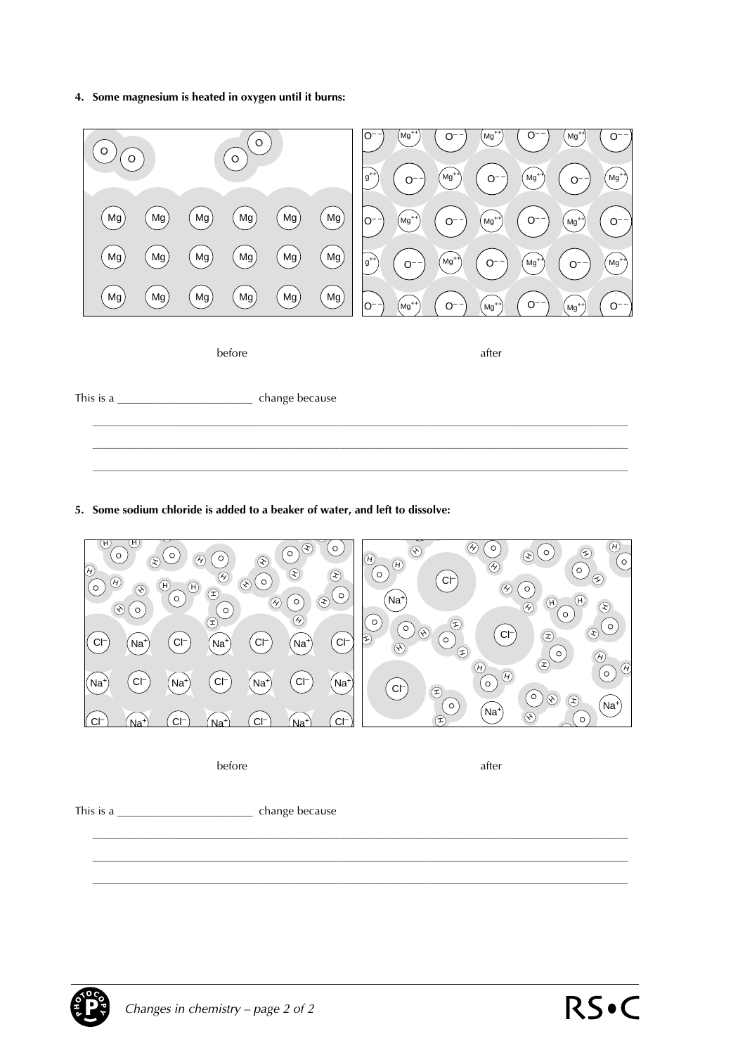**4. Some magnesium is heated in oxygen until it burns:**

before

after

This is a ______________________ change because

_______________________________________________________________________________

_______________________________________________________________________________

_______________________________________________________________________________

**5. Some sodium chloride is added to a beaker of water, and left to dissolve:**

before

after

This is a ______________________ change because

_______________________________________________________________________________

_______________________________________________________________________________

_______________________________________________________________________________